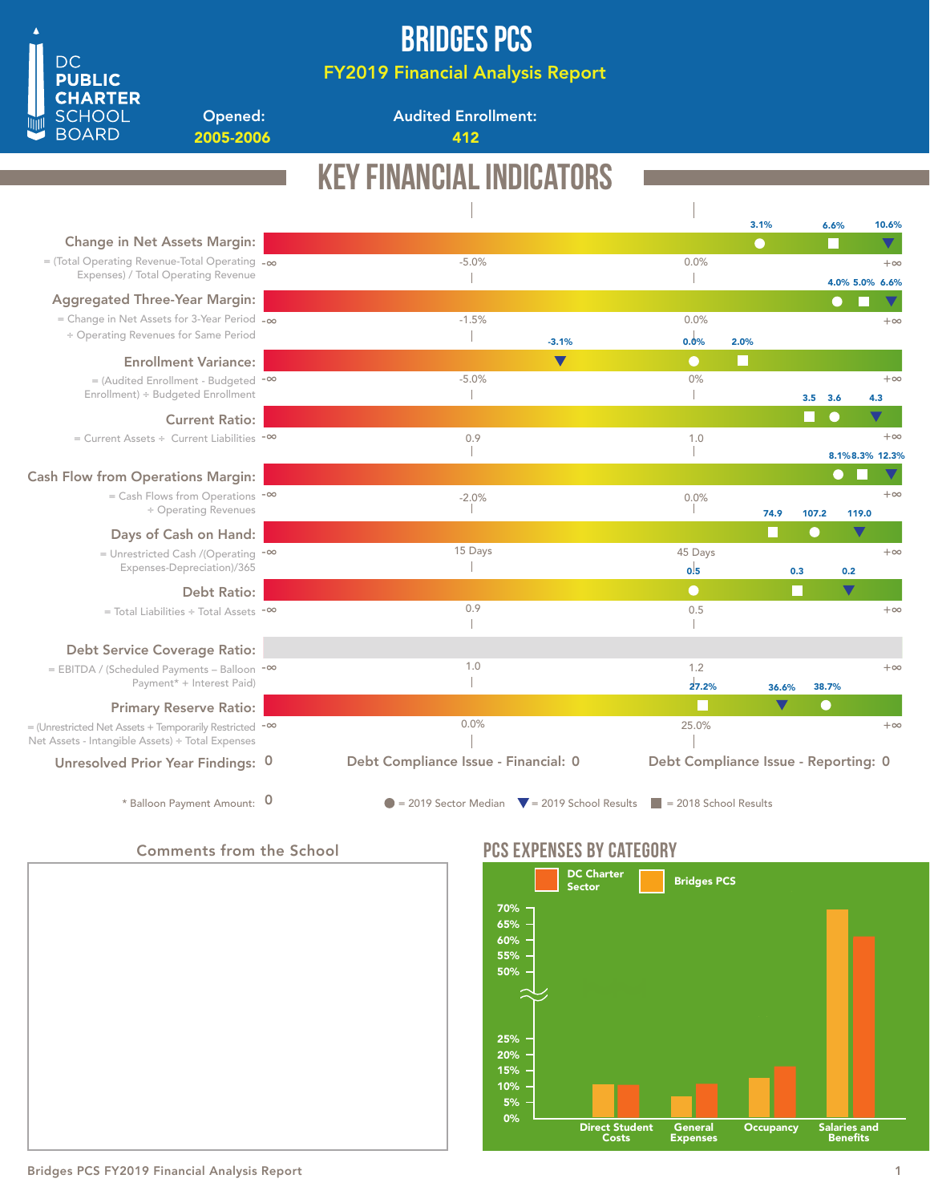# BRIDGES PCS

## FY2019 Financial Analysis Report

DC PUBLIC CHARTER SCHOOL BOARD

**Opened:** 2005-2006

**Audited Enrollment:** 412

## KEY FINANCIAL INDICATORS

| Indicator | Formula | Scale markers | 2019 Sector Median | 2018 School Results | 2019 School Results |
|---|---|---|---|---|---|
| Change in Net Assets Margin | = (Total Operating Revenue-Total Operating Expenses) / Total Operating Revenue | -∞, -5.0%, 0.0%, +∞ | 3.1% | 6.6% | 10.6% |
| Aggregated Three-Year Margin | = Change in Net Assets for 3-Year Period ÷ Operating Revenues for Same Period | -∞, -1.5%, 0.0%, +∞ | 4.0% | 5.0% | 6.6% |
| Enrollment Variance | = (Audited Enrollment - Budgeted Enrollment) ÷ Budgeted Enrollment | -∞, -5.0%, 0%, +∞ | 0.0% | 2.0% | -3.1% |
| Current Ratio | = Current Assets ÷ Current Liabilities | -∞, 0.9, 1.0, +∞ | 3.6 | 3.5 | 4.3 |
| Cash Flow from Operations Margin | = Cash Flows from Operations ÷ Operating Revenues | -∞, -2.0%, 0.0%, +∞ | 8.1% | 8.3% | 12.3% |
| Days of Cash on Hand | = Unrestricted Cash /(Operating Expenses-Depreciation)/365 | -∞, 15 Days, 45 Days, +∞ | 107.2 | 74.9 | 119.0 |
| Debt Ratio | = Total Liabilities ÷ Total Assets | -∞, 0.9, 0.5, +∞ | 0.5 | 0.3 | 0.2 |
| Debt Service Coverage Ratio | = EBITDA / (Scheduled Payments – Balloon Payment* + Interest Paid) | -∞, 1.0, 1.2, +∞ | | | |
| Primary Reserve Ratio | = (Unrestricted Net Assets + Temporarily Restricted Net Assets - Intangible Assets) ÷ Total Expenses | -∞, 0.0%, 25.0%, +∞ | 38.7% | 27.2% | 36.6% |

**Unresolved Prior Year Findings:** 0

**Debt Compliance Issue - Financial:** 0

**Debt Compliance Issue - Reporting:** 0

\* Balloon Payment Amount: 0

● = 2019 Sector Median ▼ = 2019 School Results ■ = 2018 School Results

### Comments from the School

## PCS EXPENSES BY CATEGORY

Legend: DC Charter Sector; Bridges PCS

| Category | Bridges PCS | DC Charter Sector |
|---|---|---|
| Direct Student Costs | ~10% | ~10% |
| General Expenses | ~7% | ~11% |
| Occupancy | ~13% | ~16% |
| Salaries and Benefits | ~70% | ~62% |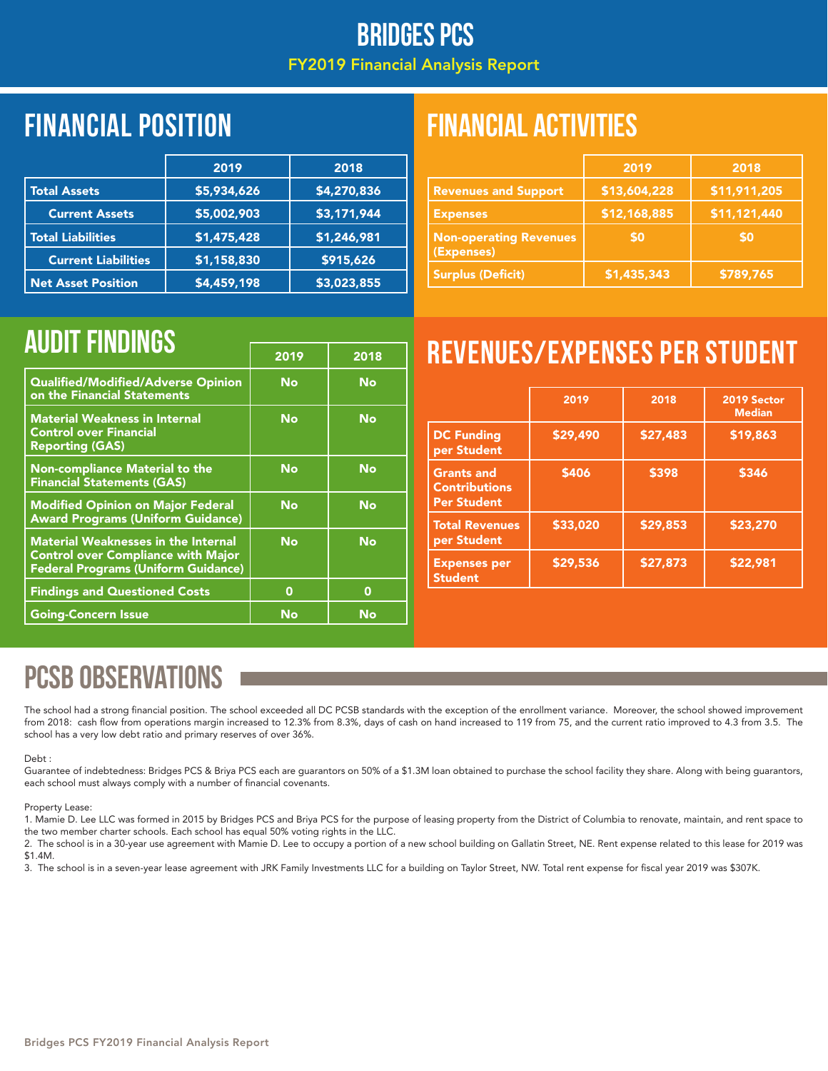# BRIDGES PCS

FY2019 Financial Analysis Report

## FINANCIAL POSITION

| | 2019 | 2018 |
|---|---|---|
| **Total Assets** | $5,934,626 | $4,270,836 |
| **Current Assets** | $5,002,903 | $3,171,944 |
| **Total Liabilities** | $1,475,428 | $1,246,981 |
| **Current Liabilities** | $1,158,830 | $915,626 |
| **Net Asset Position** | $4,459,198 | $3,023,855 |

## FINANCIAL ACTIVITIES

| | 2019 | 2018 |
|---|---|---|
| **Revenues and Support** | $13,604,228 | $11,911,205 |
| **Expenses** | $12,168,885 | $11,121,440 |
| **Non-operating Revenues (Expenses)** | $0 | $0 |
| **Surplus (Deficit)** | $1,435,343 | $789,765 |

## AUDIT FINDINGS

| | 2019 | 2018 |
|---|---|---|
| **Qualified/Modified/Adverse Opinion on the Financial Statements** | No | No |
| **Material Weakness in Internal Control over Financial Reporting (GAS)** | No | No |
| **Non-compliance Material to the Financial Statements (GAS)** | No | No |
| **Modified Opinion on Major Federal Award Programs (Uniform Guidance)** | No | No |
| **Material Weaknesses in the Internal Control over Compliance with Major Federal Programs (Uniform Guidance)** | No | No |
| **Findings and Questioned Costs** | 0 | 0 |
| **Going-Concern Issue** | No | No |

## REVENUES/EXPENSES PER STUDENT

| | 2019 | 2018 | 2019 Sector Median |
|---|---|---|---|
| **DC Funding per Student** | $29,490 | $27,483 | $19,863 |
| **Grants and Contributions Per Student** | $406 | $398 | $346 |
| **Total Revenues per Student** | $33,020 | $29,853 | $23,270 |
| **Expenses per Student** | $29,536 | $27,873 | $22,981 |

## PCSB OBSERVATIONS

The school had a strong financial position. The school exceeded all DC PCSB standards with the exception of the enrollment variance. Moreover, the school showed improvement from 2018: cash flow from operations margin increased to 12.3% from 8.3%, days of cash on hand increased to 119 from 75, and the current ratio improved to 4.3 from 3.5. The school has a very low debt ratio and primary reserves of over 36%.

Debt :

Guarantee of indebtedness: Bridges PCS & Briya PCS each are guarantors on 50% of a $1.3M loan obtained to purchase the school facility they share. Along with being guarantors, each school must always comply with a number of financial covenants.

Property Lease:

1. Mamie D. Lee LLC was formed in 2015 by Bridges PCS and Briya PCS for the purpose of leasing property from the District of Columbia to renovate, maintain, and rent space to the two member charter schools. Each school has equal 50% voting rights in the LLC.
2. The school is in a 30-year use agreement with Mamie D. Lee to occupy a portion of a new school building on Gallatin Street, NE. Rent expense related to this lease for 2019 was $1.4M.
3. The school is in a seven-year lease agreement with JRK Family Investments LLC for a building on Taylor Street, NW. Total rent expense for fiscal year 2019 was $307K.